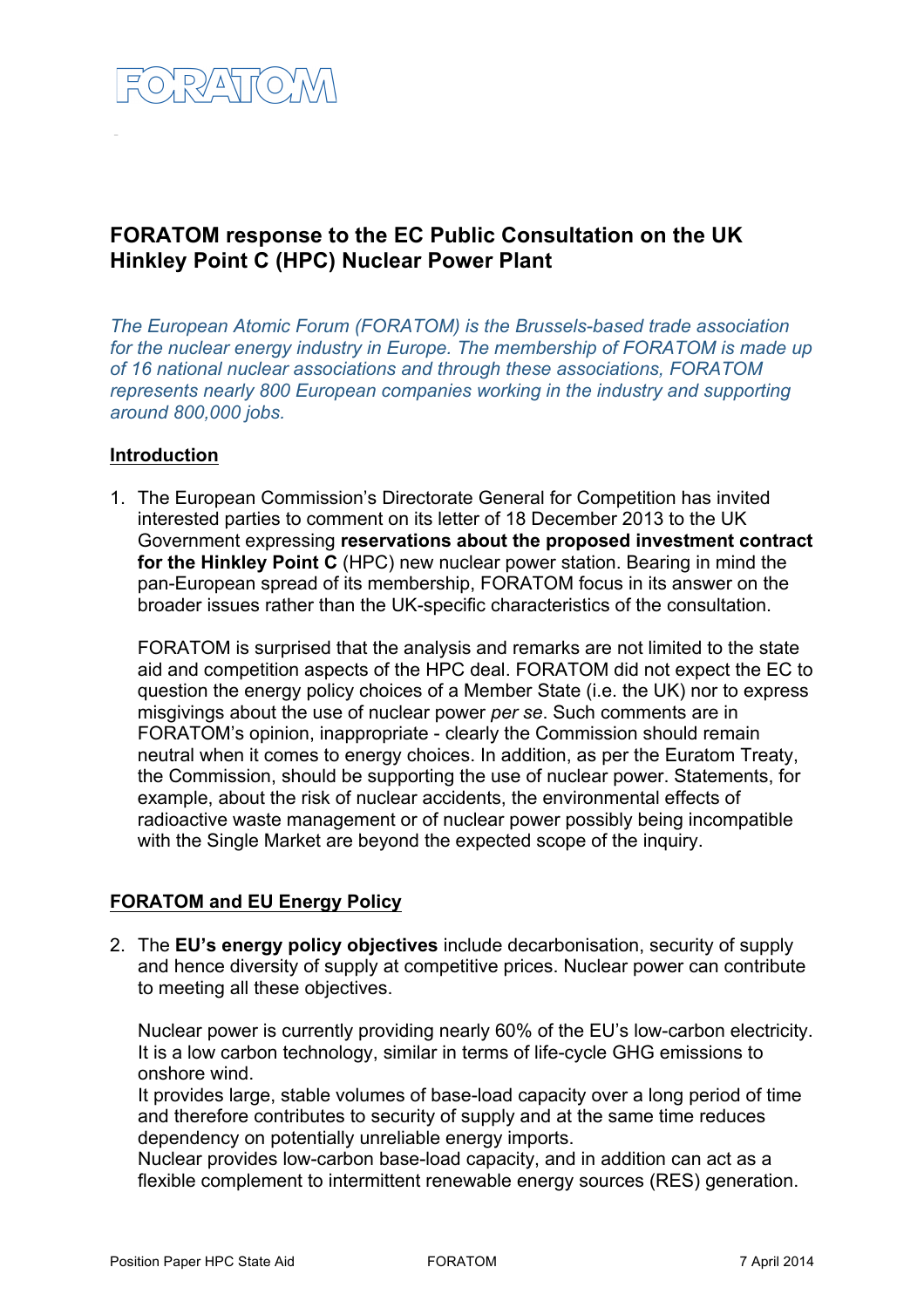FORATOM

## FORATOM response to the EC Public Consultation on the UK Hinkley Point C (HPC) Nuclear Power Plant

*The European Atomic Forum (FORATOM) is the Brussels-based trade association for the nuclear energy industry in Europe. The membership of FORATOM is made up of 16 national nuclear associations and through these associations, FORATOM represents nearly 800 European companies working in the industry and supporting around 800,000 jobs.*

### Introduction

1. The European Commission's Directorate General for Competition has invited interested parties to comment on its letter of 18 December 2013 to the UK Government expressing **reservations about the proposed investment contract for the Hinkley Point C** (HPC) new nuclear power station. Bearing in mind the pan-European spread of its membership, FORATOM focus in its answer on the broader issues rather than the UK-specific characteristics of the consultation.

   FORATOM is surprised that the analysis and remarks are not limited to the state aid and competition aspects of the HPC deal. FORATOM did not expect the EC to question the energy policy choices of a Member State (i.e. the UK) nor to express misgivings about the use of nuclear power *per se*. Such comments are in FORATOM's opinion, inappropriate - clearly the Commission should remain neutral when it comes to energy choices. In addition, as per the Euratom Treaty, the Commission, should be supporting the use of nuclear power. Statements, for example, about the risk of nuclear accidents, the environmental effects of radioactive waste management or of nuclear power possibly being incompatible with the Single Market are beyond the expected scope of the inquiry.

### FORATOM and EU Energy Policy

2. The **EU's energy policy objectives** include decarbonisation, security of supply and hence diversity of supply at competitive prices. Nuclear power can contribute to meeting all these objectives.

   Nuclear power is currently providing nearly 60% of the EU's low-carbon electricity. It is a low carbon technology, similar in terms of life-cycle GHG emissions to onshore wind.
   It provides large, stable volumes of base-load capacity over a long period of time and therefore contributes to security of supply and at the same time reduces dependency on potentially unreliable energy imports.
   Nuclear provides low-carbon base-load capacity, and in addition can act as a flexible complement to intermittent renewable energy sources (RES) generation.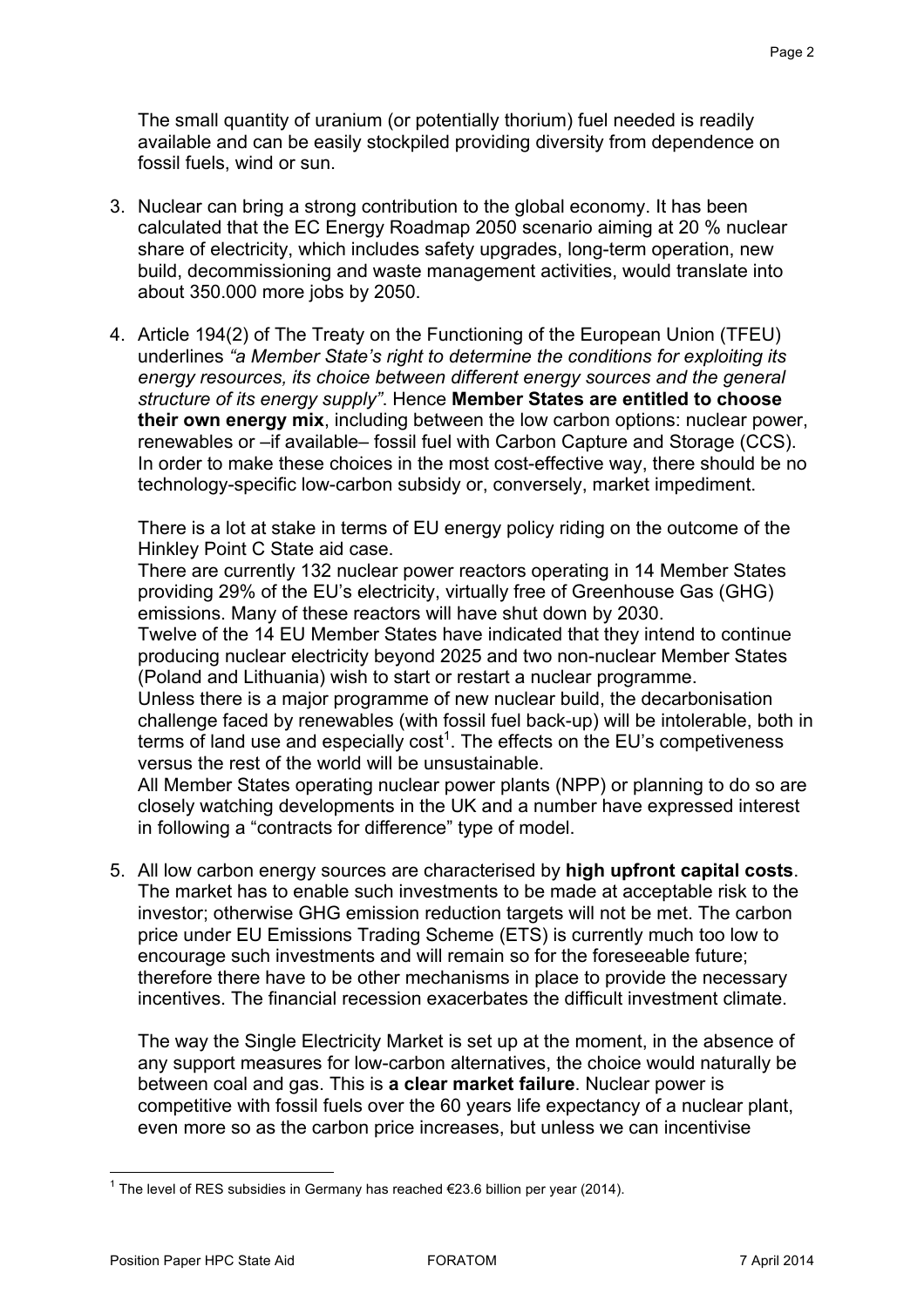The small quantity of uranium (or potentially thorium) fuel needed is readily available and can be easily stockpiled providing diversity from dependence on fossil fuels, wind or sun.

3. Nuclear can bring a strong contribution to the global economy. It has been calculated that the EC Energy Roadmap 2050 scenario aiming at 20 % nuclear share of electricity, which includes safety upgrades, long-term operation, new build, decommissioning and waste management activities, would translate into about 350.000 more jobs by 2050.

4. Article 194(2) of The Treaty on the Functioning of the European Union (TFEU) underlines *"a Member State's right to determine the conditions for exploiting its energy resources, its choice between different energy sources and the general structure of its energy supply"*. Hence **Member States are entitled to choose their own energy mix**, including between the low carbon options: nuclear power, renewables or –if available– fossil fuel with Carbon Capture and Storage (CCS). In order to make these choices in the most cost-effective way, there should be no technology-specific low-carbon subsidy or, conversely, market impediment.

   There is a lot at stake in terms of EU energy policy riding on the outcome of the Hinkley Point C State aid case.
   There are currently 132 nuclear power reactors operating in 14 Member States providing 29% of the EU's electricity, virtually free of Greenhouse Gas (GHG) emissions. Many of these reactors will have shut down by 2030.
   Twelve of the 14 EU Member States have indicated that they intend to continue producing nuclear electricity beyond 2025 and two non-nuclear Member States (Poland and Lithuania) wish to start or restart a nuclear programme.
   Unless there is a major programme of new nuclear build, the decarbonisation challenge faced by renewables (with fossil fuel back-up) will be intolerable, both in terms of land use and especially cost[1]. The effects on the EU's competiveness versus the rest of the world will be unsustainable.
   All Member States operating nuclear power plants (NPP) or planning to do so are closely watching developments in the UK and a number have expressed interest in following a "contracts for difference" type of model.

5. All low carbon energy sources are characterised by **high upfront capital costs**. The market has to enable such investments to be made at acceptable risk to the investor; otherwise GHG emission reduction targets will not be met. The carbon price under EU Emissions Trading Scheme (ETS) is currently much too low to encourage such investments and will remain so for the foreseeable future; therefore there have to be other mechanisms in place to provide the necessary incentives. The financial recession exacerbates the difficult investment climate.

   The way the Single Electricity Market is set up at the moment, in the absence of any support measures for low-carbon alternatives, the choice would naturally be between coal and gas. This is **a clear market failure**. Nuclear power is competitive with fossil fuels over the 60 years life expectancy of a nuclear plant, even more so as the carbon price increases, but unless we can incentivise

[1] The level of RES subsidies in Germany has reached €23.6 billion per year (2014).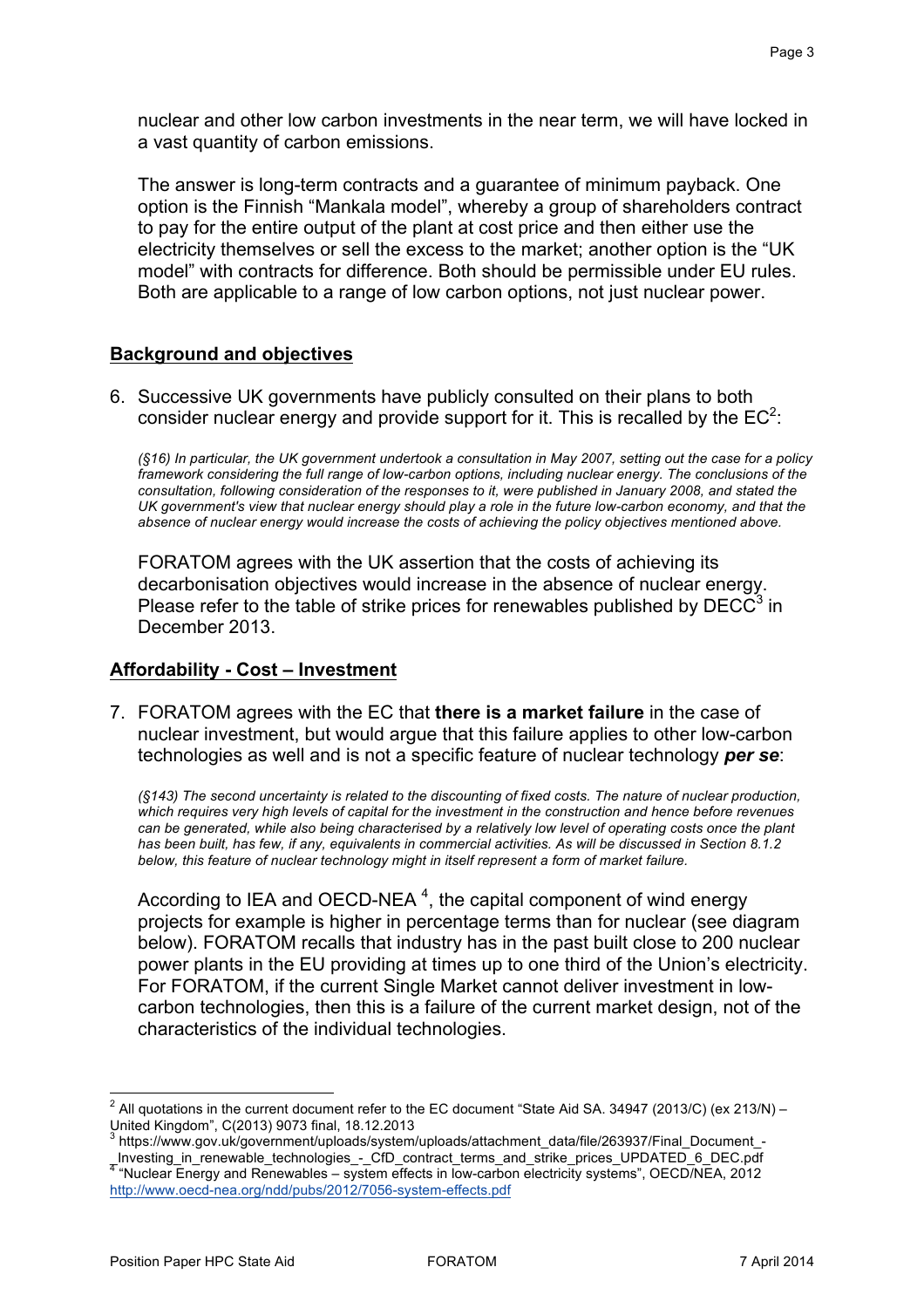nuclear and other low carbon investments in the near term, we will have locked in a vast quantity of carbon emissions.

The answer is long-term contracts and a guarantee of minimum payback. One option is the Finnish "Mankala model", whereby a group of shareholders contract to pay for the entire output of the plant at cost price and then either use the electricity themselves or sell the excess to the market; another option is the "UK model" with contracts for difference. Both should be permissible under EU rules. Both are applicable to a range of low carbon options, not just nuclear power.

## Background and objectives

6. Successive UK governments have publicly consulted on their plans to both consider nuclear energy and provide support for it. This is recalled by the EC[2]:

   *(§16) In particular, the UK government undertook a consultation in May 2007, setting out the case for a policy framework considering the full range of low-carbon options, including nuclear energy. The conclusions of the consultation, following consideration of the responses to it, were published in January 2008, and stated the UK government's view that nuclear energy should play a role in the future low-carbon economy, and that the absence of nuclear energy would increase the costs of achieving the policy objectives mentioned above.*

   FORATOM agrees with the UK assertion that the costs of achieving its decarbonisation objectives would increase in the absence of nuclear energy. Please refer to the table of strike prices for renewables published by DECC[3] in December 2013.

## Affordability - Cost – Investment

7. FORATOM agrees with the EC that **there is a market failure** in the case of nuclear investment, but would argue that this failure applies to other low-carbon technologies as well and is not a specific feature of nuclear technology ***per se***:

   *(§143) The second uncertainty is related to the discounting of fixed costs. The nature of nuclear production, which requires very high levels of capital for the investment in the construction and hence before revenues can be generated, while also being characterised by a relatively low level of operating costs once the plant has been built, has few, if any, equivalents in commercial activities. As will be discussed in Section 8.1.2 below, this feature of nuclear technology might in itself represent a form of market failure.*

   According to IEA and OECD-NEA [4], the capital component of wind energy projects for example is higher in percentage terms than for nuclear (see diagram below). FORATOM recalls that industry has in the past built close to 200 nuclear power plants in the EU providing at times up to one third of the Union's electricity. For FORATOM, if the current Single Market cannot deliver investment in low-carbon technologies, then this is a failure of the current market design, not of the characteristics of the individual technologies.

---

[2] All quotations in the current document refer to the EC document "State Aid SA. 34947 (2013/C) (ex 213/N) – United Kingdom", C(2013) 9073 final, 18.12.2013

[3] https://www.gov.uk/government/uploads/system/uploads/attachment_data/file/263937/Final_Document_-_Investing_in_renewable_technologies_-_CfD_contract_terms_and_strike_prices_UPDATED_6_DEC.pdf

[4] "Nuclear Energy and Renewables – system effects in low-carbon electricity systems", OECD/NEA, 2012 http://www.oecd-nea.org/ndd/pubs/2012/7056-system-effects.pdf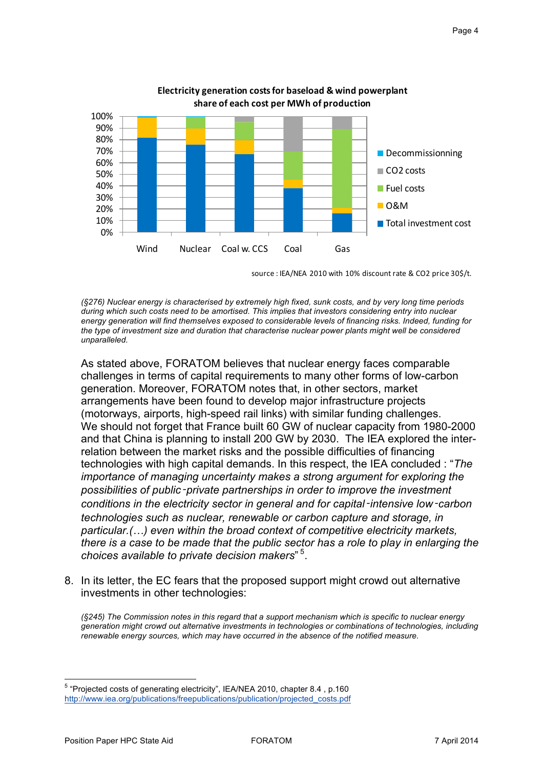**Electricity generation costs for baseload & wind powerplant**
**share of each cost per MWh of production**

source : IEA/NEA 2010 with 10% discount rate & $CO_2$ price 30$/t.

*(§276) Nuclear energy is characterised by extremely high fixed, sunk costs, and by very long time periods during which such costs need to be amortised. This implies that investors considering entry into nuclear energy generation will find themselves exposed to considerable levels of financing risks. Indeed, funding for the type of investment size and duration that characterise nuclear power plants might well be considered unparalleled.*

As stated above, FORATOM believes that nuclear energy faces comparable challenges in terms of capital requirements to many other forms of low-carbon generation. Moreover, FORATOM notes that, in other sectors, market arrangements have been found to develop major infrastructure projects (motorways, airports, high-speed rail links) with similar funding challenges. We should not forget that France built 60 GW of nuclear capacity from 1980-2000 and that China is planning to install 200 GW by 2030. The IEA explored the inter-relation between the market risks and the possible difficulties of financing technologies with high capital demands. In this respect, the IEA concluded : "*The importance of managing uncertainty makes a strong argument for exploring the possibilities of public‑private partnerships in order to improve the investment conditions in the electricity sector in general and for capital‑intensive low‑carbon technologies such as nuclear, renewable or carbon capture and storage, in particular.(…) even within the broad context of competitive electricity markets, there is a case to be made that the public sector has a role to play in enlarging the choices available to private decision makers*" [5].

8. In its letter, the EC fears that the proposed support might crowd out alternative investments in other technologies:

*(§245) The Commission notes in this regard that a support mechanism which is specific to nuclear energy generation might crowd out alternative investments in technologies or combinations of technologies, including renewable energy sources, which may have occurred in the absence of the notified measure.*

---

[5] "Projected costs of generating electricity", IEA/NEA 2010, chapter 8.4 , p.160 http://www.iea.org/publications/freepublications/publication/projected_costs.pdf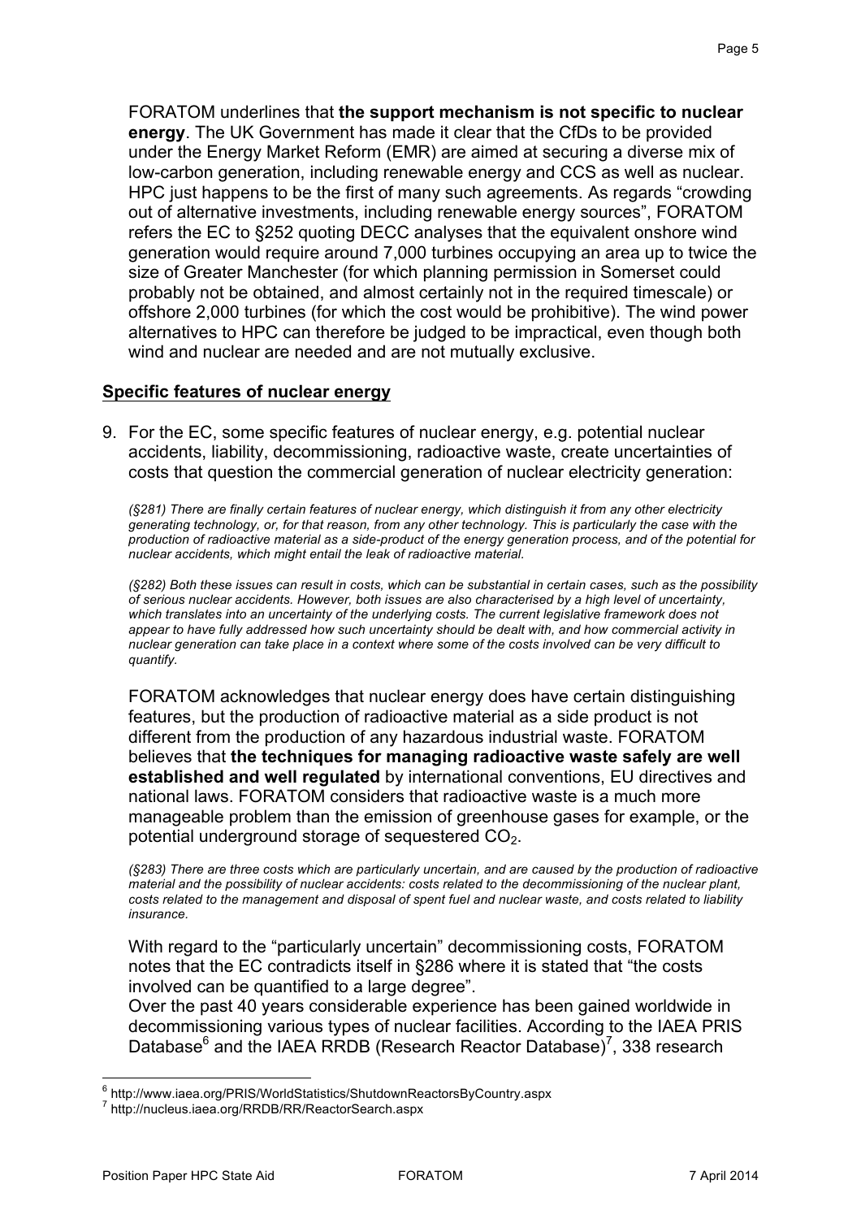FORATOM underlines that **the support mechanism is not specific to nuclear energy**. The UK Government has made it clear that the CfDs to be provided under the Energy Market Reform (EMR) are aimed at securing a diverse mix of low-carbon generation, including renewable energy and CCS as well as nuclear. HPC just happens to be the first of many such agreements. As regards "crowding out of alternative investments, including renewable energy sources", FORATOM refers the EC to §252 quoting DECC analyses that the equivalent onshore wind generation would require around 7,000 turbines occupying an area up to twice the size of Greater Manchester (for which planning permission in Somerset could probably not be obtained, and almost certainly not in the required timescale) or offshore 2,000 turbines (for which the cost would be prohibitive). The wind power alternatives to HPC can therefore be judged to be impractical, even though both wind and nuclear are needed and are not mutually exclusive.

## Specific features of nuclear energy

9. For the EC, some specific features of nuclear energy, e.g. potential nuclear accidents, liability, decommissioning, radioactive waste, create uncertainties of costs that question the commercial generation of nuclear electricity generation:

*(§281) There are finally certain features of nuclear energy, which distinguish it from any other electricity generating technology, or, for that reason, from any other technology. This is particularly the case with the production of radioactive material as a side-product of the energy generation process, and of the potential for nuclear accidents, which might entail the leak of radioactive material.*

*(§282) Both these issues can result in costs, which can be substantial in certain cases, such as the possibility of serious nuclear accidents. However, both issues are also characterised by a high level of uncertainty, which translates into an uncertainty of the underlying costs. The current legislative framework does not appear to have fully addressed how such uncertainty should be dealt with, and how commercial activity in nuclear generation can take place in a context where some of the costs involved can be very difficult to quantify.*

FORATOM acknowledges that nuclear energy does have certain distinguishing features, but the production of radioactive material as a side product is not different from the production of any hazardous industrial waste. FORATOM believes that **the techniques for managing radioactive waste safely are well established and well regulated** by international conventions, EU directives and national laws. FORATOM considers that radioactive waste is a much more manageable problem than the emission of greenhouse gases for example, or the potential underground storage of sequestered $CO_2$.

*(§283) There are three costs which are particularly uncertain, and are caused by the production of radioactive material and the possibility of nuclear accidents: costs related to the decommissioning of the nuclear plant, costs related to the management and disposal of spent fuel and nuclear waste, and costs related to liability insurance.*

With regard to the "particularly uncertain" decommissioning costs, FORATOM notes that the EC contradicts itself in §286 where it is stated that "the costs involved can be quantified to a large degree".

Over the past 40 years considerable experience has been gained worldwide in decommissioning various types of nuclear facilities. According to the IAEA PRIS Database[6] and the IAEA RRDB (Research Reactor Database)[7], 338 research

[6] http://www.iaea.org/PRIS/WorldStatistics/ShutdownReactorsByCountry.aspx

[7] http://nucleus.iaea.org/RRDB/RR/ReactorSearch.aspx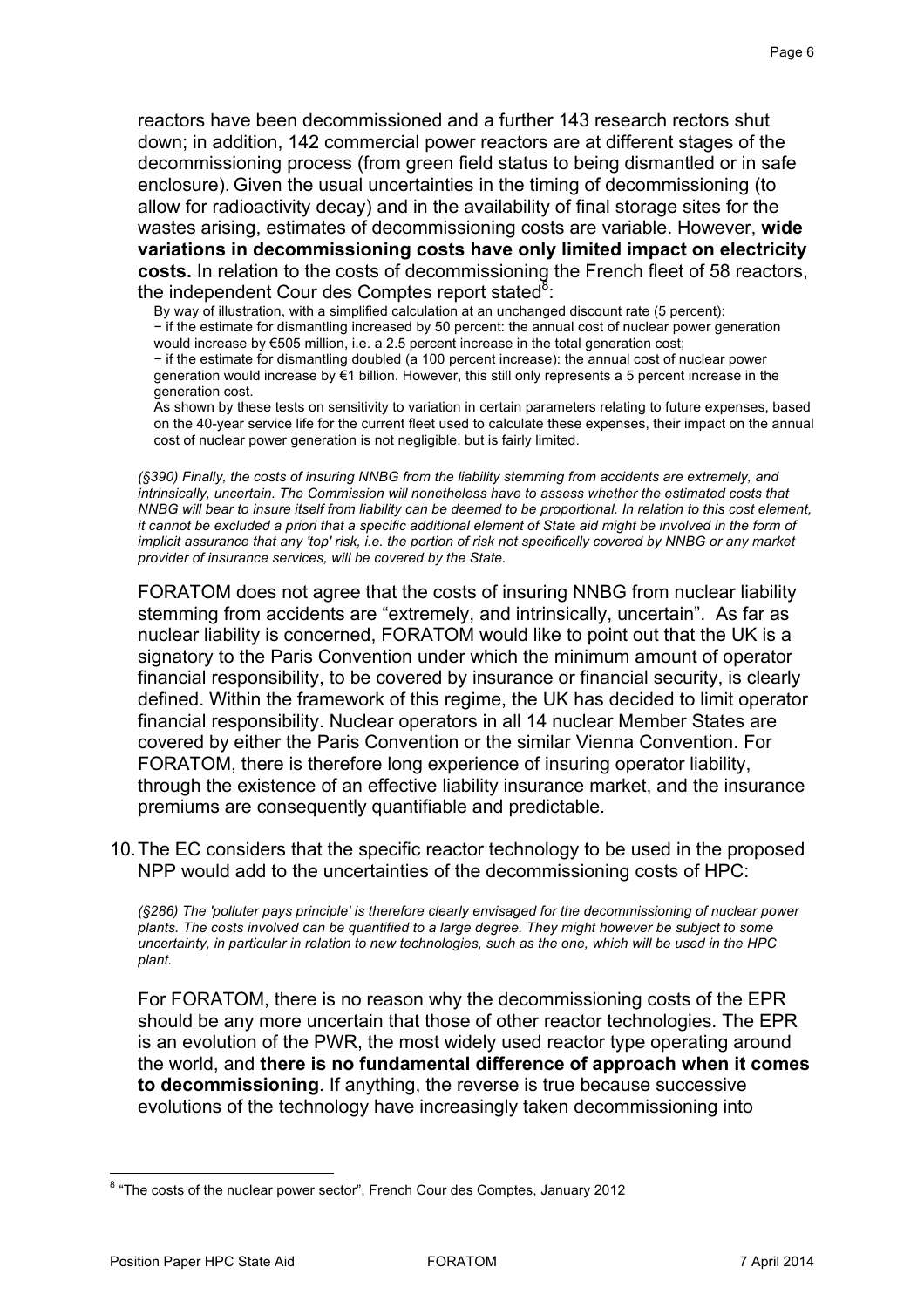reactors have been decommissioned and a further 143 research rectors shut down; in addition, 142 commercial power reactors are at different stages of the decommissioning process (from green field status to being dismantled or in safe enclosure). Given the usual uncertainties in the timing of decommissioning (to allow for radioactivity decay) and in the availability of final storage sites for the wastes arising, estimates of decommissioning costs are variable. However, **wide variations in decommissioning costs have only limited impact on electricity costs.** In relation to the costs of decommissioning the French fleet of 58 reactors, the independent Cour des Comptes report stated[8]:

> By way of illustration, with a simplified calculation at an unchanged discount rate (5 percent):
> − if the estimate for dismantling increased by 50 percent: the annual cost of nuclear power generation would increase by €505 million, i.e. a 2.5 percent increase in the total generation cost;
> − if the estimate for dismantling doubled (a 100 percent increase): the annual cost of nuclear power generation would increase by €1 billion. However, this still only represents a 5 percent increase in the generation cost.
> As shown by these tests on sensitivity to variation in certain parameters relating to future expenses, based on the 40-year service life for the current fleet used to calculate these expenses, their impact on the annual cost of nuclear power generation is not negligible, but is fairly limited.

*(§390) Finally, the costs of insuring NNBG from the liability stemming from accidents are extremely, and intrinsically, uncertain. The Commission will nonetheless have to assess whether the estimated costs that NNBG will bear to insure itself from liability can be deemed to be proportional. In relation to this cost element, it cannot be excluded a priori that a specific additional element of State aid might be involved in the form of implicit assurance that any 'top' risk, i.e. the portion of risk not specifically covered by NNBG or any market provider of insurance services, will be covered by the State.*

FORATOM does not agree that the costs of insuring NNBG from nuclear liability stemming from accidents are "extremely, and intrinsically, uncertain". As far as nuclear liability is concerned, FORATOM would like to point out that the UK is a signatory to the Paris Convention under which the minimum amount of operator financial responsibility, to be covered by insurance or financial security, is clearly defined. Within the framework of this regime, the UK has decided to limit operator financial responsibility. Nuclear operators in all 14 nuclear Member States are covered by either the Paris Convention or the similar Vienna Convention. For FORATOM, there is therefore long experience of insuring operator liability, through the existence of an effective liability insurance market, and the insurance premiums are consequently quantifiable and predictable.

10. The EC considers that the specific reactor technology to be used in the proposed NPP would add to the uncertainties of the decommissioning costs of HPC:

*(§286) The 'polluter pays principle' is therefore clearly envisaged for the decommissioning of nuclear power plants. The costs involved can be quantified to a large degree. They might however be subject to some uncertainty, in particular in relation to new technologies, such as the one, which will be used in the HPC plant.*

For FORATOM, there is no reason why the decommissioning costs of the EPR should be any more uncertain that those of other reactor technologies. The EPR is an evolution of the PWR, the most widely used reactor type operating around the world, and **there is no fundamental difference of approach when it comes to decommissioning**. If anything, the reverse is true because successive evolutions of the technology have increasingly taken decommissioning into

[8] "The costs of the nuclear power sector", French Cour des Comptes, January 2012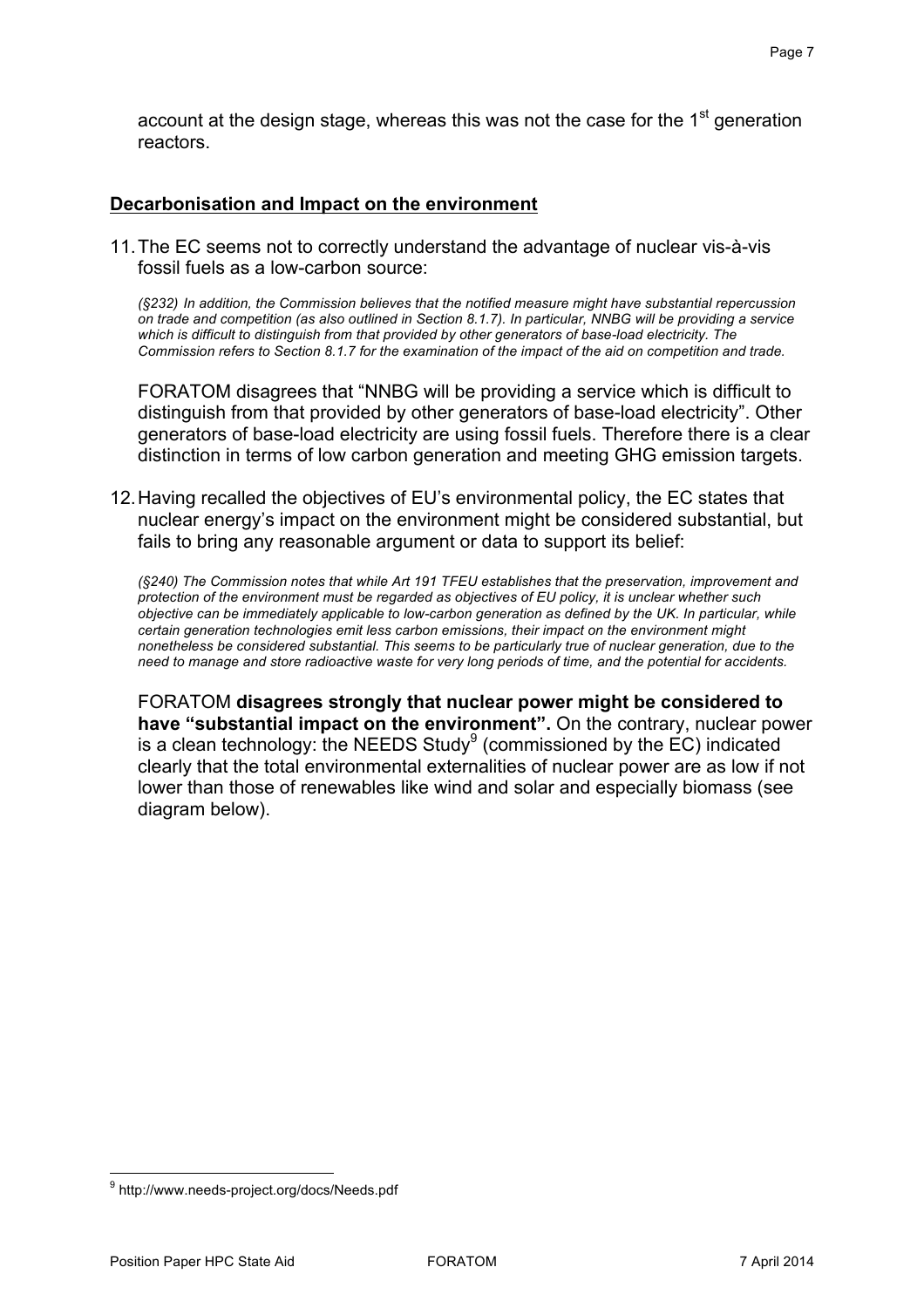account at the design stage, whereas this was not the case for the 1st generation reactors.

## Decarbonisation and Impact on the environment

11. The EC seems not to correctly understand the advantage of nuclear vis-à-vis fossil fuels as a low-carbon source:

    *(§232) In addition, the Commission believes that the notified measure might have substantial repercussion on trade and competition (as also outlined in Section 8.1.7). In particular, NNBG will be providing a service which is difficult to distinguish from that provided by other generators of base-load electricity. The Commission refers to Section 8.1.7 for the examination of the impact of the aid on competition and trade.*

    FORATOM disagrees that "NNBG will be providing a service which is difficult to distinguish from that provided by other generators of base-load electricity". Other generators of base-load electricity are using fossil fuels. Therefore there is a clear distinction in terms of low carbon generation and meeting GHG emission targets.

12. Having recalled the objectives of EU's environmental policy, the EC states that nuclear energy's impact on the environment might be considered substantial, but fails to bring any reasonable argument or data to support its belief:

    *(§240) The Commission notes that while Art 191 TFEU establishes that the preservation, improvement and protection of the environment must be regarded as objectives of EU policy, it is unclear whether such objective can be immediately applicable to low-carbon generation as defined by the UK. In particular, while certain generation technologies emit less carbon emissions, their impact on the environment might nonetheless be considered substantial. This seems to be particularly true of nuclear generation, due to the need to manage and store radioactive waste for very long periods of time, and the potential for accidents.*

    FORATOM **disagrees strongly that nuclear power might be considered to have "substantial impact on the environment".** On the contrary, nuclear power is a clean technology: the NEEDS Study[9] (commissioned by the EC) indicated clearly that the total environmental externalities of nuclear power are as low if not lower than those of renewables like wind and solar and especially biomass (see diagram below).

[9] http://www.needs-project.org/docs/Needs.pdf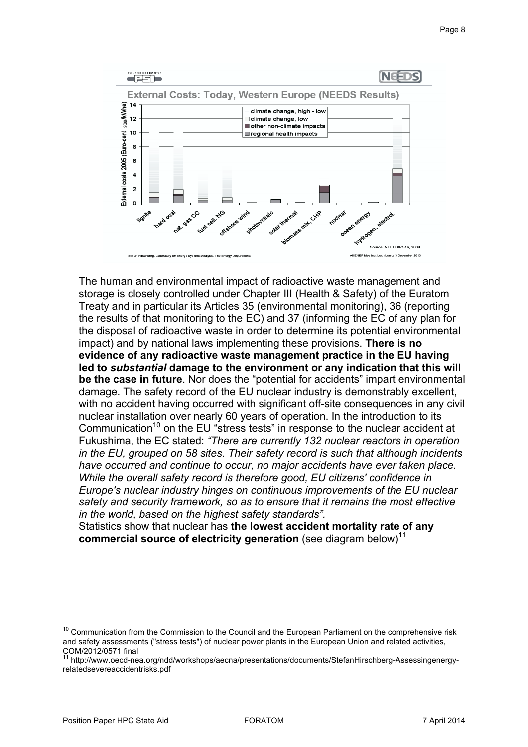The human and environmental impact of radioactive waste management and storage is closely controlled under Chapter III (Health & Safety) of the Euratom Treaty and in particular its Articles 35 (environmental monitoring), 36 (reporting the results of that monitoring to the EC) and 37 (informing the EC of any plan for the disposal of radioactive waste in order to determine its potential environmental impact) and by national laws implementing these provisions. **There is no evidence of any radioactive waste management practice in the EU having led to *substantial* damage to the environment or any indication that this will be the case in future**. Nor does the "potential for accidents" impart environmental damage. The safety record of the EU nuclear industry is demonstrably excellent, with no accident having occurred with significant off-site consequences in any civil nuclear installation over nearly 60 years of operation. In the introduction to its Communication[10] on the EU "stress tests" in response to the nuclear accident at Fukushima, the EC stated: *"There are currently 132 nuclear reactors in operation in the EU, grouped on 58 sites. Their safety record is such that although incidents have occurred and continue to occur, no major accidents have ever taken place. While the overall safety record is therefore good, EU citizens' confidence in Europe's nuclear industry hinges on continuous improvements of the EU nuclear safety and security framework, so as to ensure that it remains the most effective in the world, based on the highest safety standards".*

Statistics show that nuclear has **the lowest accident mortality rate of any commercial source of electricity generation** (see diagram below)[11]

---

[10] Communication from the Commission to the Council and the European Parliament on the comprehensive risk and safety assessments ("stress tests") of nuclear power plants in the European Union and related activities, COM/2012/0571 final

[11] http://www.oecd-nea.org/ndd/workshops/aecna/presentations/documents/StefanHirschberg-Assessingenergy-relatedsevereaccidentrisks.pdf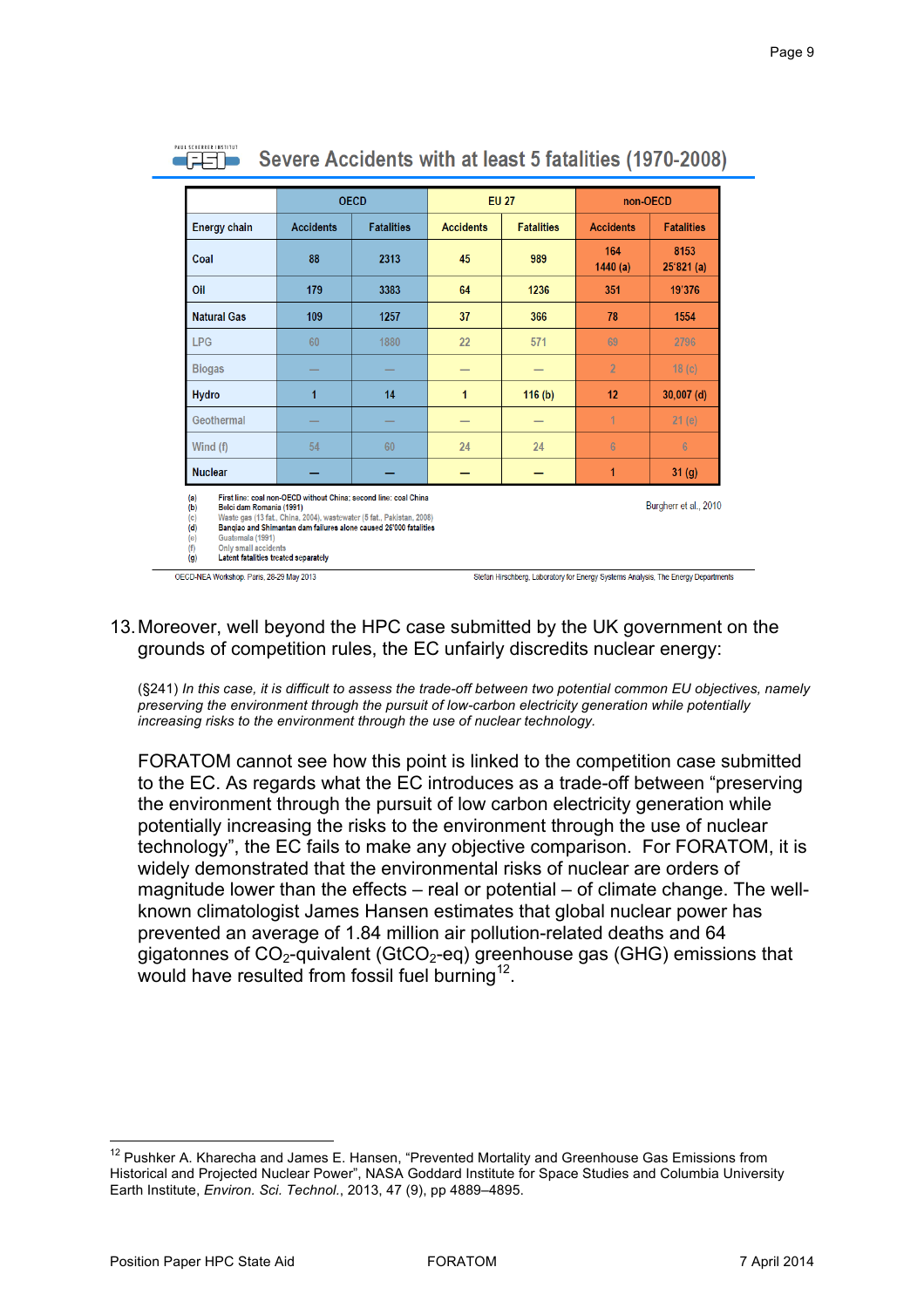## Severe Accidents with at least 5 fatalities (1970-2008)

| | OECD | | EU 27 | | non-OECD | |
|---|---|---|---|---|---|---|
| Energy chain | Accidents | Fatalities | Accidents | Fatalities | Accidents | Fatalities |
| Coal | 88 | 2313 | 45 | 989 | 164<br>1440 (a) | 8153<br>25'821 (a) |
| Oil | 179 | 3383 | 64 | 1236 | 351 | 19'376 |
| Natural Gas | 109 | 1257 | 37 | 366 | 78 | 1554 |
| LPG | 60 | 1880 | 22 | 571 | 69 | 2796 |
| Biogas | — | — | — | — | 2 | 18 (c) |
| Hydro | 1 | 14 | 1 | 116 (b) | 12 | 30,007 (d) |
| Geothermal | — | — | — | — | 1 | 21 (e) |
| Wind (f) | 54 | 60 | 24 | 24 | 6 | 6 |
| Nuclear | — | — | — | — | 1 | 31 (g) |

(a) First line: coal non-OECD without China; second line: coal China
(b) Belci dam Romania (1991)
(c) Waste gas (13 fat., China, 2004), wastewater (5 fat., Pakistan, 2008)
(d) Banqiao and Shimantan dam failures alone caused 26'000 fatalities
(e) Guatemala (1991)
(f) Only small accidents
(g) Latent fatalities treated separately

Burgherr et al., 2010

OECD-NEA Workshop, Paris, 28-29 May 2013 — Stefan Hirschberg, Laboratory for Energy Systems Analysis, The Energy Departments

13. Moreover, well beyond the HPC case submitted by the UK government on the grounds of competition rules, the EC unfairly discredits nuclear energy:

(§241) *In this case, it is difficult to assess the trade-off between two potential common EU objectives, namely preserving the environment through the pursuit of low-carbon electricity generation while potentially increasing risks to the environment through the use of nuclear technology.*

FORATOM cannot see how this point is linked to the competition case submitted to the EC. As regards what the EC introduces as a trade-off between "preserving the environment through the pursuit of low carbon electricity generation while potentially increasing the risks to the environment through the use of nuclear technology", the EC fails to make any objective comparison. For FORATOM, it is widely demonstrated that the environmental risks of nuclear are orders of magnitude lower than the effects – real or potential – of climate change. The well-known climatologist James Hansen estimates that global nuclear power has prevented an average of 1.84 million air pollution-related deaths and 64 gigatonnes of $CO_2$-quivalent ($GtCO_2$-eq) greenhouse gas (GHG) emissions that would have resulted from fossil fuel burning[12].

[12] Pushker A. Kharecha and James E. Hansen, "Prevented Mortality and Greenhouse Gas Emissions from Historical and Projected Nuclear Power", NASA Goddard Institute for Space Studies and Columbia University Earth Institute, *Environ. Sci. Technol.*, 2013, 47 (9), pp 4889–4895.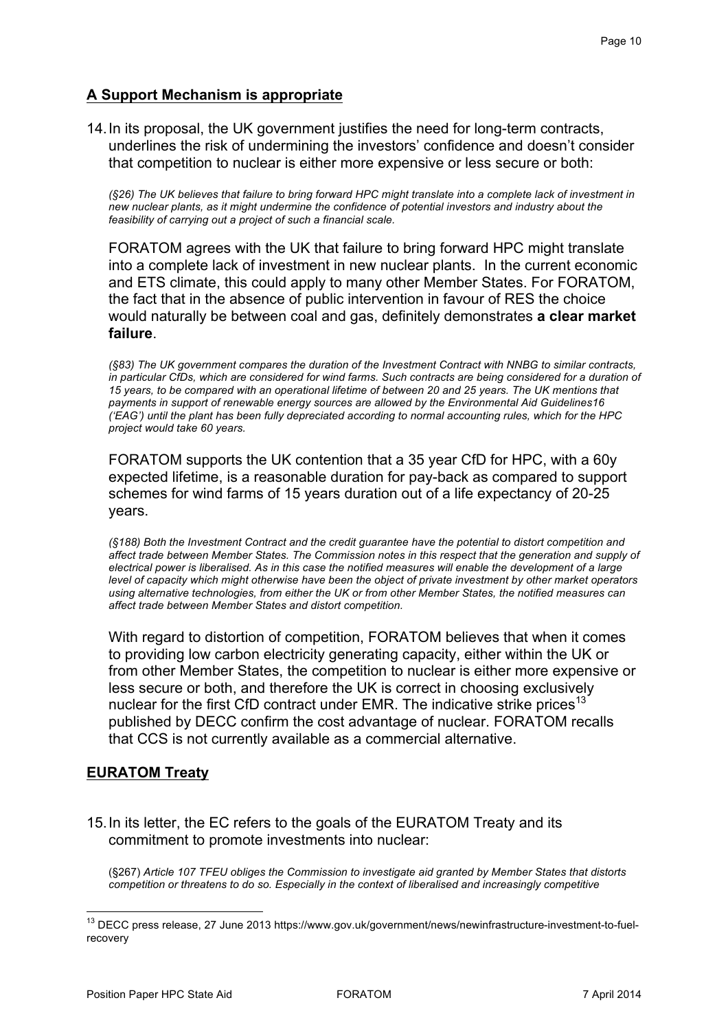## A Support Mechanism is appropriate

14. In its proposal, the UK government justifies the need for long-term contracts, underlines the risk of undermining the investors' confidence and doesn't consider that competition to nuclear is either more expensive or less secure or both:

*(§26) The UK believes that failure to bring forward HPC might translate into a complete lack of investment in new nuclear plants, as it might undermine the confidence of potential investors and industry about the feasibility of carrying out a project of such a financial scale.*

FORATOM agrees with the UK that failure to bring forward HPC might translate into a complete lack of investment in new nuclear plants. In the current economic and ETS climate, this could apply to many other Member States. For FORATOM, the fact that in the absence of public intervention in favour of RES the choice would naturally be between coal and gas, definitely demonstrates **a clear market failure**.

*(§83) The UK government compares the duration of the Investment Contract with NNBG to similar contracts, in particular CfDs, which are considered for wind farms. Such contracts are being considered for a duration of 15 years, to be compared with an operational lifetime of between 20 and 25 years. The UK mentions that payments in support of renewable energy sources are allowed by the Environmental Aid Guidelines16 ('EAG') until the plant has been fully depreciated according to normal accounting rules, which for the HPC project would take 60 years.*

FORATOM supports the UK contention that a 35 year CfD for HPC, with a 60y expected lifetime, is a reasonable duration for pay-back as compared to support schemes for wind farms of 15 years duration out of a life expectancy of 20-25 years.

*(§188) Both the Investment Contract and the credit guarantee have the potential to distort competition and affect trade between Member States. The Commission notes in this respect that the generation and supply of electrical power is liberalised. As in this case the notified measures will enable the development of a large level of capacity which might otherwise have been the object of private investment by other market operators using alternative technologies, from either the UK or from other Member States, the notified measures can affect trade between Member States and distort competition.*

With regard to distortion of competition, FORATOM believes that when it comes to providing low carbon electricity generating capacity, either within the UK or from other Member States, the competition to nuclear is either more expensive or less secure or both, and therefore the UK is correct in choosing exclusively nuclear for the first CfD contract under EMR. The indicative strike prices[13] published by DECC confirm the cost advantage of nuclear. FORATOM recalls that CCS is not currently available as a commercial alternative.

## EURATOM Treaty

15. In its letter, the EC refers to the goals of the EURATOM Treaty and its commitment to promote investments into nuclear:

(§267) *Article 107 TFEU obliges the Commission to investigate aid granted by Member States that distorts competition or threatens to do so. Especially in the context of liberalised and increasingly competitive*

---

[13] DECC press release, 27 June 2013 https://www.gov.uk/government/news/newinfrastructure-investment-to-fuel-recovery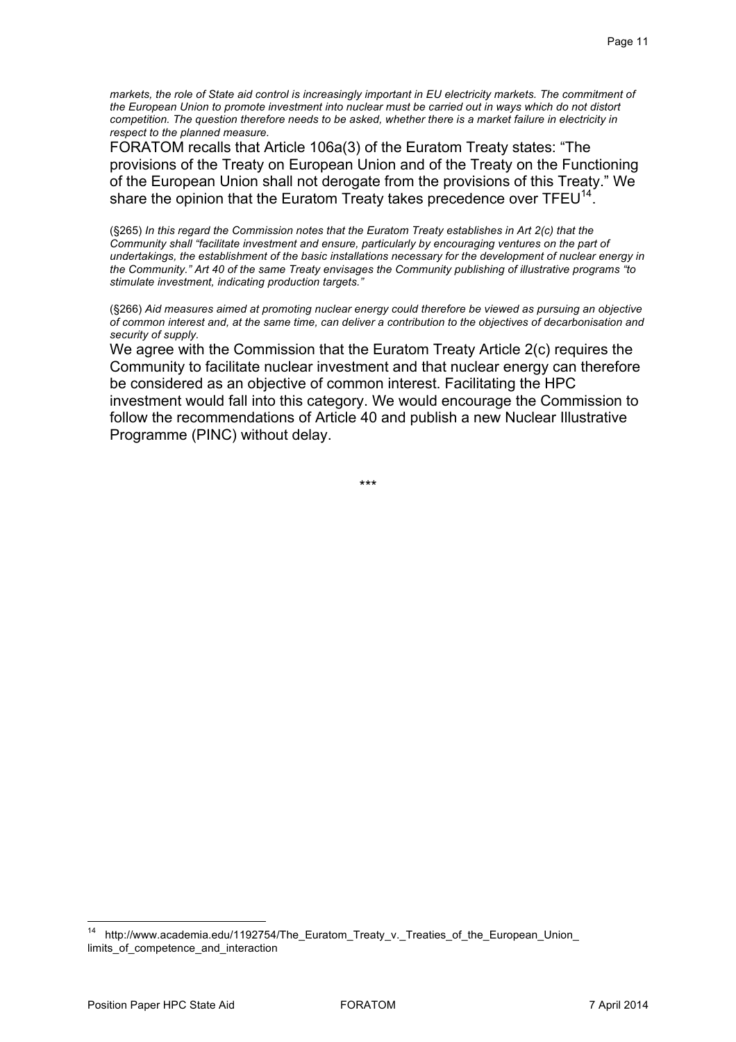*markets, the role of State aid control is increasingly important in EU electricity markets. The commitment of the European Union to promote investment into nuclear must be carried out in ways which do not distort competition. The question therefore needs to be asked, whether there is a market failure in electricity in respect to the planned measure.*

FORATOM recalls that Article 106a(3) of the Euratom Treaty states: "The provisions of the Treaty on European Union and of the Treaty on the Functioning of the European Union shall not derogate from the provisions of this Treaty." We share the opinion that the Euratom Treaty takes precedence over TFEU[14].

(§265) *In this regard the Commission notes that the Euratom Treaty establishes in Art 2(c) that the Community shall "facilitate investment and ensure, particularly by encouraging ventures on the part of undertakings, the establishment of the basic installations necessary for the development of nuclear energy in the Community." Art 40 of the same Treaty envisages the Community publishing of illustrative programs "to stimulate investment, indicating production targets."*

(§266) *Aid measures aimed at promoting nuclear energy could therefore be viewed as pursuing an objective of common interest and, at the same time, can deliver a contribution to the objectives of decarbonisation and security of supply.*

We agree with the Commission that the Euratom Treaty Article 2(c) requires the Community to facilitate nuclear investment and that nuclear energy can therefore be considered as an objective of common interest. Facilitating the HPC investment would fall into this category. We would encourage the Commission to follow the recommendations of Article 40 and publish a new Nuclear Illustrative Programme (PINC) without delay.

\*\*\*

[14] http://www.academia.edu/1192754/The_Euratom_Treaty_v._Treaties_of_the_European_Union_limits_of_competence_and_interaction